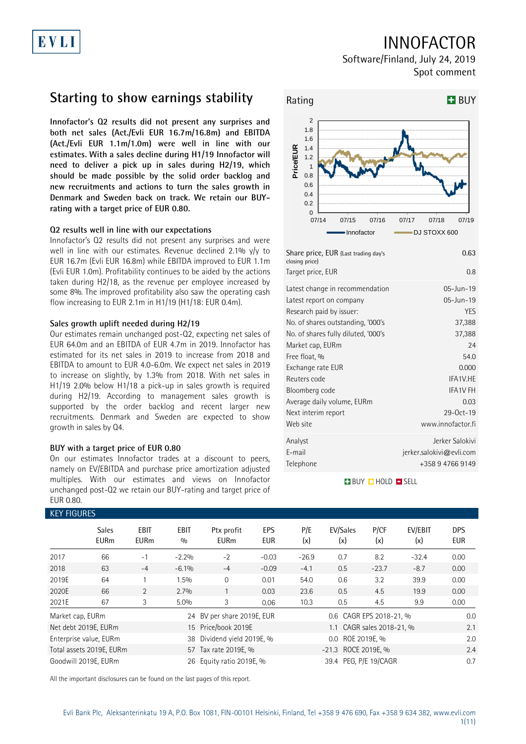# INNOFACTOR

Software/Finland, July 24, 2019

Spot comment

## Starting to show earnings stability

**Innofactor's Q2 results did not present any surprises and both net sales (Act./Evli EUR 16.7m/16.8m) and EBITDA (Act./Evli EUR 1.1m/1.0m) were well in line with our estimates. With a sales decline during H1/19 Innofactor will need to deliver a pick up in sales during H2/19, which should be made possible by the solid order backlog and new recruitments and actions to turn the sales growth in Denmark and Sweden back on track. We retain our BUY-rating with a target price of EUR 0.80.**

### Q2 results well in line with our expectations

Innofactor's Q2 results did not present any surprises and were well in line with our estimates. Revenue declined 2.1% y/y to EUR 16.7m (Evli EUR 16.8m) while EBITDA improved to EUR 1.1m (Evli EUR 1.0m). Profitability continues to be aided by the actions taken during H2/18, as the revenue per employee increased by some 8%. The improved profitability also saw the operating cash flow increasing to EUR 2.1m in H1/19 (H1/18: EUR 0.4m).

### Sales growth uplift needed during H2/19

Our estimates remain unchanged post-Q2, expecting net sales of EUR 64.0m and an EBITDA of EUR 4.7m in 2019. Innofactor has estimated for its net sales in 2019 to increase from 2018 and EBITDA to amount to EUR 4.0-6.0m. We expect net sales in 2019 to increase on slightly, by 1.3% from 2018. With net sales in H1/19 2.0% below H1/18 a pick-up in sales growth is required during H2/19. According to management sales growth is supported by the order backlog and recent larger new recruitments. Denmark and Sweden are expected to show growth in sales by Q4.

### BUY with a target price of EUR 0.80

On our estimates Innofactor trades at a discount to peers, namely on EV/EBITDA and purchase price amortization adjusted multiples. With our estimates and views on Innofactor unchanged post-Q2 we retain our BUY-rating and target price of EUR 0.80.

**Rating: BUY**

| | |
|---|---|
| Share price, EUR (Last trading day's closing price) | 0.63 |
| Target price, EUR | 0.8 |
| Latest change in recommendation | 05-Jun-19 |
| Latest report on company | 05-Jun-19 |
| Research paid by issuer: | YES |
| No. of shares outstanding, '000's | 37,388 |
| No. of shares fully diluted, '000's | 37,388 |
| Market cap, EURm | 24 |
| Free float, % | 54.0 |
| Exchange rate EUR | 0.000 |
| Reuters code | IFA1V.HE |
| Bloomberg code | IFA1V FH |
| Average daily volume, EURm | 0.03 |
| Next interim report | 29-Oct-19 |
| Web site | www.innofactor.fi |
| Analyst | Jerker Salokivi |
| E-mail | jerker.salokivi@evli.com |
| Telephone | +358 9 4766 9149 |

BUY HOLD SELL

### KEY FIGURES

| | Sales EURm | EBIT EURm | EBIT % | Ptx profit EURm | EPS EUR | P/E (x) | EV/Sales (x) | P/CF (x) | EV/EBIT (x) | DPS EUR |
|---|---|---|---|---|---|---|---|---|---|---|
| 2017 | 66 | -1 | -2.2% | -2 | -0.03 | -26.9 | 0.7 | 8.2 | -32.4 | 0.00 |
| 2018 | 63 | -4 | -6.1% | -4 | -0.09 | -4.1 | 0.5 | -23.7 | -8.7 | 0.00 |
| 2019E | 64 | 1 | 1.5% | 0 | 0.01 | 54.0 | 0.6 | 3.2 | 39.9 | 0.00 |
| 2020E | 66 | 2 | 2.7% | 1 | 0.03 | 23.6 | 0.5 | 4.5 | 19.9 | 0.00 |
| 2021E | 67 | 3 | 5.0% | 3 | 0.06 | 10.3 | 0.5 | 4.5 | 9.9 | 0.00 |

| | | | | | |
|---|---|---|---|---|---|
| Market cap, EURm | 24 | BV per share 2019E, EUR | 0.6 | CAGR EPS 2018-21, % | 0.0 |
| Net debt 2019E, EURm | 15 | Price/book 2019E | 1.1 | CAGR sales 2018-21, % | 2.1 |
| Enterprise value, EURm | 38 | Dividend yield 2019E, % | 0.0 | ROE 2019E, % | 2.0 |
| Total assets 2019E, EURm | 57 | Tax rate 2019E, % | -21.3 | ROCE 2019E, % | 2.4 |
| Goodwill 2019E, EURm | 26 | Equity ratio 2019E, % | 39.4 | PEG, P/E 19/CAGR | 0.7 |

All the important disclosures can be found on the last pages of this report.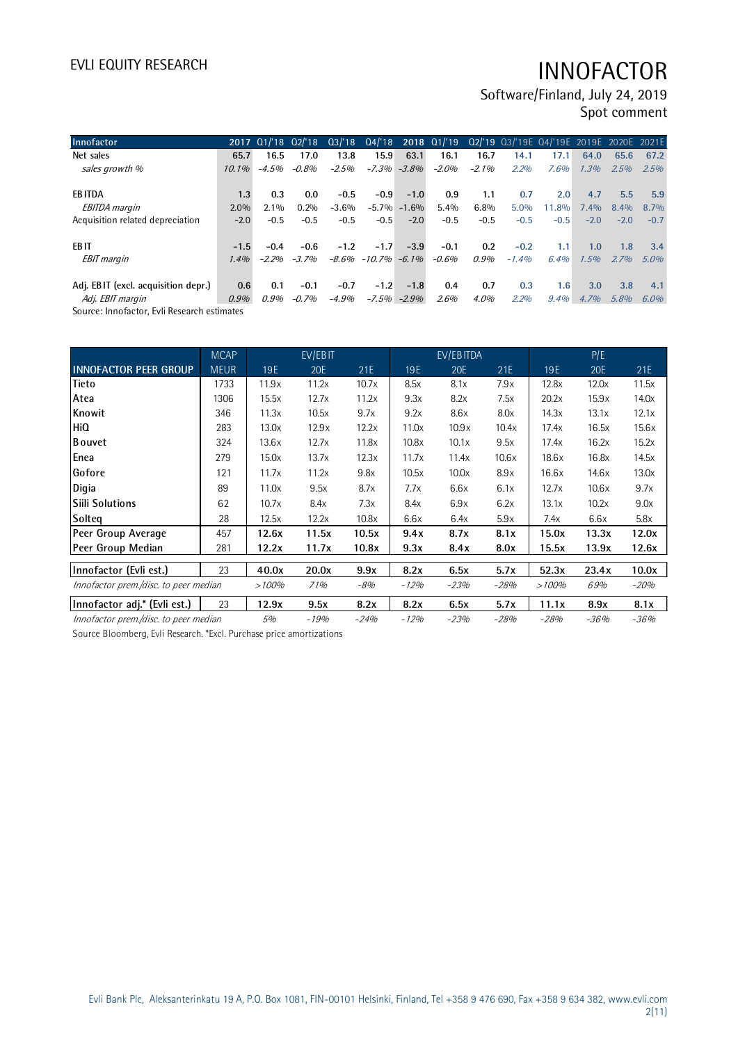# INNOFACTOR

Software/Finland, July 24, 2019

Spot comment

| Innofactor | 2017 | Q1/'18 | Q2/'18 | Q3/'18 | Q4/'18 | 2018 | Q1/'19 | Q2/'19 | Q3/'19E | Q4/'19E | 2019E | 2020E | 2021E |
|---|---|---|---|---|---|---|---|---|---|---|---|---|---|
| Net sales | 65.7 | 16.5 | 17.0 | 13.8 | 15.9 | 63.1 | 16.1 | 16.7 | 14.1 | 17.1 | 64.0 | 65.6 | 67.2 |
| *sales growth %* | *10.1%* | *-4.5%* | *-0.8%* | *-2.5%* | *-7.3%* | *-3.8%* | *-2.0%* | *-2.1%* | *2.2%* | *7.6%* | *1.3%* | *2.5%* | *2.5%* |
| | | | | | | | | | | | | | |
| EBITDA | 1.3 | 0.3 | 0.0 | -0.5 | -0.9 | -1.0 | 0.9 | 1.1 | 0.7 | 2.0 | 4.7 | 5.5 | 5.9 |
| *EBITDA margin* | 2.0% | 2.1% | 0.2% | -3.6% | -5.7% | -1.6% | 5.4% | 6.8% | 5.0% | 11.8% | 7.4% | 8.4% | 8.7% |
| Acquisition related depreciation | -2.0 | -0.5 | -0.5 | -0.5 | -0.5 | -2.0 | -0.5 | -0.5 | -0.5 | -0.5 | -2.0 | -2.0 | -0.7 |
| | | | | | | | | | | | | | |
| EBIT | -1.5 | -0.4 | -0.6 | -1.2 | -1.7 | -3.9 | -0.1 | 0.2 | -0.2 | 1.1 | 1.0 | 1.8 | 3.4 |
| *EBIT margin* | *1.4%* | *-2.2%* | *-3.7%* | *-8.6%* | *-10.7%* | *-6.1%* | *-0.6%* | *0.9%* | *-1.4%* | *6.4%* | *1.5%* | *2.7%* | *5.0%* |
| | | | | | | | | | | | | | |
| Adj. EBIT (excl. acquisition depr.) | 0.6 | 0.1 | -0.1 | -0.7 | -1.2 | -1.8 | 0.4 | 0.7 | 0.3 | 1.6 | 3.0 | 3.8 | 4.1 |
| *Adj. EBIT margin* | *0.9%* | *0.9%* | *-0.7%* | *-4.9%* | *-7.5%* | *-2.9%* | *2.6%* | *4.0%* | *2.2%* | *9.4%* | *4.7%* | *5.8%* | *6.0%* |

Source: Innofactor, Evli Research estimates

| | MCAP | EV/EBIT | | | EV/EBITDA | | | P/E | | |
|---|---|---|---|---|---|---|---|---|---|---|
| INNOFACTOR PEER GROUP | MEUR | 19E | 20E | 21E | 19E | 20E | 21E | 19E | 20E | 21E |
| Tieto | 1733 | 11.9x | 11.2x | 10.7x | 8.5x | 8.1x | 7.9x | 12.8x | 12.0x | 11.5x |
| Atea | 1306 | 15.5x | 12.7x | 11.2x | 9.3x | 8.2x | 7.5x | 20.2x | 15.9x | 14.0x |
| Knowit | 346 | 11.3x | 10.5x | 9.7x | 9.2x | 8.6x | 8.0x | 14.3x | 13.1x | 12.1x |
| HiQ | 283 | 13.0x | 12.9x | 12.2x | 11.0x | 10.9x | 10.4x | 17.4x | 16.5x | 15.6x |
| Bouvet | 324 | 13.6x | 12.7x | 11.8x | 10.8x | 10.1x | 9.5x | 17.4x | 16.2x | 15.2x |
| Enea | 279 | 15.0x | 13.7x | 12.3x | 11.7x | 11.4x | 10.6x | 18.6x | 16.8x | 14.5x |
| Gofore | 121 | 11.7x | 11.2x | 9.8x | 10.5x | 10.0x | 8.9x | 16.6x | 14.6x | 13.0x |
| Digia | 89 | 11.0x | 9.5x | 8.7x | 7.7x | 6.6x | 6.1x | 12.7x | 10.6x | 9.7x |
| Siili Solutions | 62 | 10.7x | 8.4x | 7.3x | 8.4x | 6.9x | 6.2x | 13.1x | 10.2x | 9.0x |
| Solteq | 28 | 12.5x | 12.2x | 10.8x | 6.6x | 6.4x | 5.9x | 7.4x | 6.6x | 5.8x |
| **Peer Group Average** | 457 | **12.6x** | **11.5x** | **10.5x** | **9.4x** | **8.7x** | **8.1x** | **15.0x** | **13.3x** | **12.0x** |
| **Peer Group Median** | 281 | **12.2x** | **11.7x** | **10.8x** | **9.3x** | **8.4x** | **8.0x** | **15.5x** | **13.9x** | **12.6x** |
| **Innofactor (Evli est.)** | 23 | **40.0x** | **20.0x** | **9.9x** | **8.2x** | **6.5x** | **5.7x** | **52.3x** | **23.4x** | **10.0x** |
| *Innofactor prem./disc. to peer median* | | *>100%* | *71%* | *-8%* | *-12%* | *-23%* | *-28%* | *>100%* | *69%* | *-20%* |
| **Innofactor adj.\* (Evli est.)** | 23 | **12.9x** | **9.5x** | **8.2x** | **8.2x** | **6.5x** | **5.7x** | **11.1x** | **8.9x** | **8.1x** |
| *Innofactor prem./disc. to peer median* | | *5%* | *-19%* | *-24%* | *-12%* | *-23%* | *-28%* | *-28%* | *-36%* | *-36%* |

Source Bloomberg, Evli Research. *Excl. Purchase price amortizations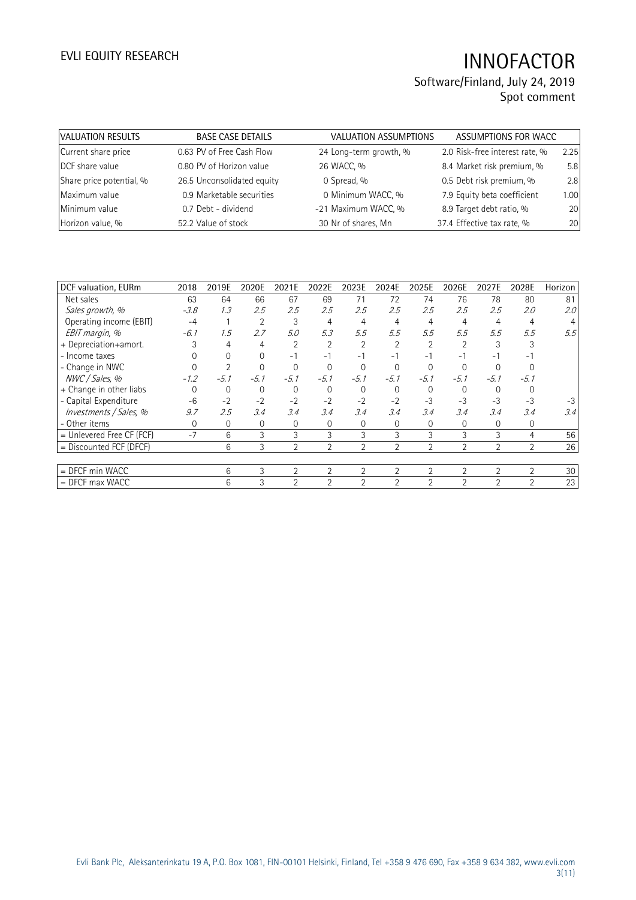| VALUATION RESULTS | | BASE CASE DETAILS | | VALUATION ASSUMPTIONS | | ASSUMPTIONS FOR WACC | |
|---|---|---|---|---|---|---|---|
| Current share price | 0.63 | PV of Free Cash Flow | 24 | Long-term growth, % | 2.0 | Risk-free interest rate, % | 2.25 |
| DCF share value | 0.80 | PV of Horizon value | 26 | WACC, % | 8.4 | Market risk premium, % | 5.8 |
| Share price potential, % | 26.5 | Unconsolidated equity | 0 | Spread, % | 0.5 | Debt risk premium, % | 2.8 |
| Maximum value | 0.9 | Marketable securities | 0 | Minimum WACC, % | 7.9 | Equity beta coefficient | 1.00 |
| Minimum value | 0.7 | Debt - dividend | -21 | Maximum WACC, % | 8.9 | Target debt ratio, % | 20 |
| Horizon value, % | 52.2 | Value of stock | 30 | Nr of shares, Mn | 37.4 | Effective tax rate, % | 20 |

| DCF valuation, EURm | 2018 | 2019E | 2020E | 2021E | 2022E | 2023E | 2024E | 2025E | 2026E | 2027E | 2028E | Horizon |
|---|---|---|---|---|---|---|---|---|---|---|---|---|
| Net sales | 63 | 64 | 66 | 67 | 69 | 71 | 72 | 74 | 76 | 78 | 80 | 81 |
| *Sales growth, %* | *-3.8* | *1.3* | *2.5* | *2.5* | *2.5* | *2.5* | *2.5* | *2.5* | *2.5* | *2.5* | *2.0* | *2.0* |
| Operating income (EBIT) | -4 | 1 | 2 | 3 | 4 | 4 | 4 | 4 | 4 | 4 | 4 | 4 |
| *EBIT margin, %* | *-6.1* | *1.5* | *2.7* | *5.0* | *5.3* | *5.5* | *5.5* | *5.5* | *5.5* | *5.5* | *5.5* | *5.5* |
| + Depreciation+amort. | 3 | 4 | 4 | 2 | 2 | 2 | 2 | 2 | 2 | 3 | 3 | |
| - Income taxes | 0 | 0 | 0 | -1 | -1 | -1 | -1 | -1 | -1 | -1 | -1 | |
| - Change in NWC | 0 | 2 | 0 | 0 | 0 | 0 | 0 | 0 | 0 | 0 | 0 | |
| *NWC / Sales, %* | *-1.2* | *-5.1* | *-5.1* | *-5.1* | *-5.1* | *-5.1* | *-5.1* | *-5.1* | *-5.1* | *-5.1* | *-5.1* | |
| + Change in other liabs | 0 | 0 | 0 | 0 | 0 | 0 | 0 | 0 | 0 | 0 | 0 | |
| - Capital Expenditure | -6 | -2 | -2 | -2 | -2 | -2 | -2 | -3 | -3 | -3 | -3 | -3 |
| *Investments / Sales, %* | *9.7* | *2.5* | *3.4* | *3.4* | *3.4* | *3.4* | *3.4* | *3.4* | *3.4* | *3.4* | *3.4* | *3.4* |
| - Other items | 0 | 0 | 0 | 0 | 0 | 0 | 0 | 0 | 0 | 0 | 0 | |
| = Unlevered Free CF (FCF) | -7 | 6 | 3 | 3 | 3 | 3 | 3 | 3 | 3 | 3 | 4 | 56 |
| = Discounted FCF (DFCF) | | 6 | 3 | 2 | 2 | 2 | 2 | 2 | 2 | 2 | 2 | 26 |
| | | | | | | | | | | | | |
| = DFCF min WACC | | 6 | 3 | 2 | 2 | 2 | 2 | 2 | 2 | 2 | 2 | 30 |
| = DFCF max WACC | | 6 | 3 | 2 | 2 | 2 | 2 | 2 | 2 | 2 | 2 | 23 |

Evli Bank Plc, Aleksanterinkatu 19 A, P.O. Box 1081, FIN-00101 Helsinki, Finland, Tel +358 9 476 690, Fax +358 9 634 382, www.evli.com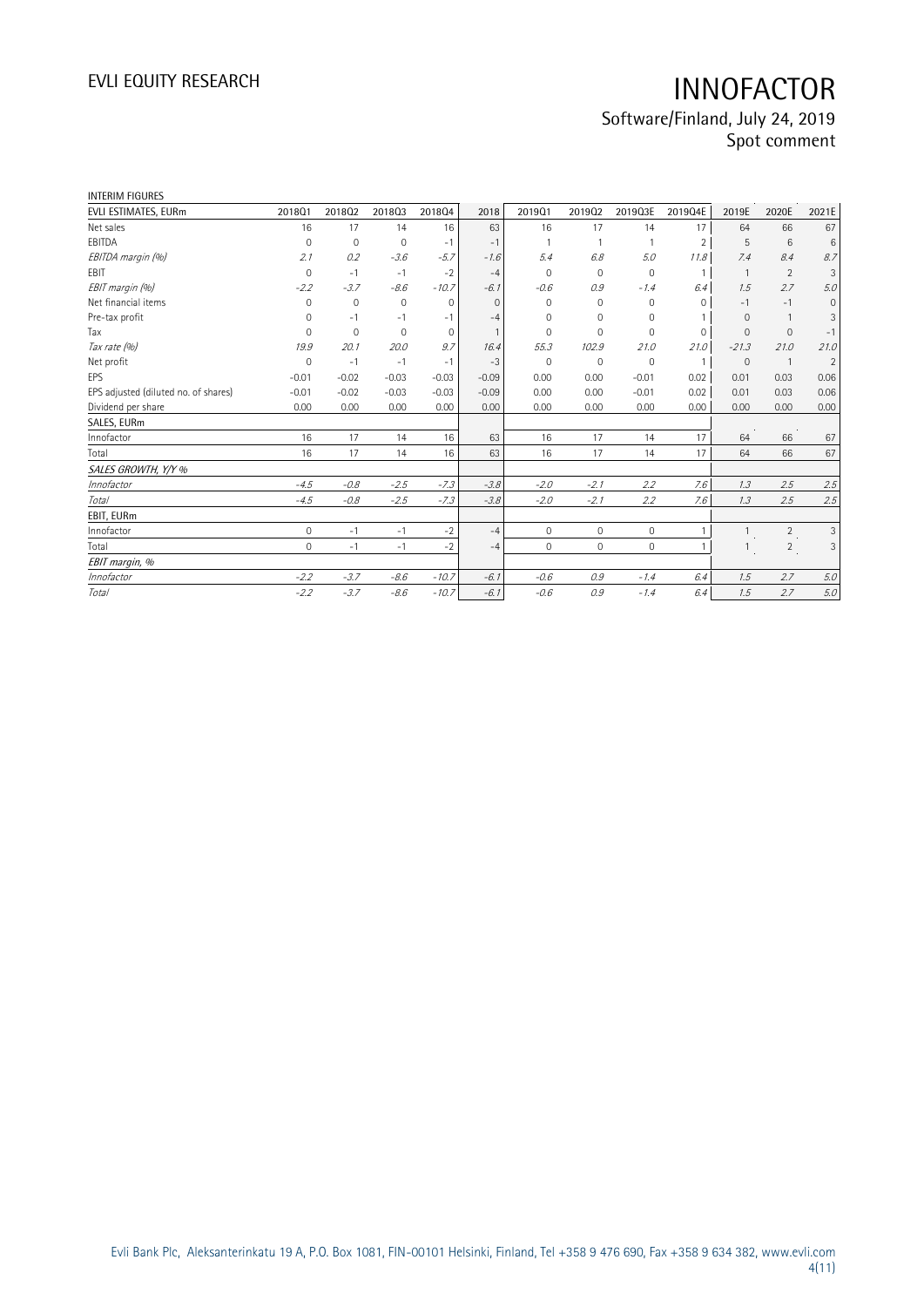INTERIM FIGURES

| EVLI ESTIMATES, EURm | 2018Q1 | 2018Q2 | 2018Q3 | 2018Q4 | 2018 | 2019Q1 | 2019Q2 | 2019Q3E | 2019Q4E | 2019E | 2020E | 2021E |
|---|---|---|---|---|---|---|---|---|---|---|---|---|
| Net sales | 16 | 17 | 14 | 16 | 63 | 16 | 17 | 14 | 17 | 64 | 66 | 67 |
| EBITDA | 0 | 0 | 0 | -1 | -1 | 1 | 1 | 1 | 2 | 5 | 6 | 6 |
| *EBITDA margin (%)* | *2.1* | *0.2* | *-3.6* | *-5.7* | *-1.6* | *5.4* | *6.8* | *5.0* | *11.8* | *7.4* | *8.4* | *8.7* |
| EBIT | 0 | -1 | -1 | -2 | -4 | 0 | 0 | 0 | 1 | 1 | 2 | 3 |
| *EBIT margin (%)* | *-2.2* | *-3.7* | *-8.6* | *-10.7* | *-6.1* | *-0.6* | *0.9* | *-1.4* | *6.4* | *1.5* | *2.7* | *5.0* |
| Net financial items | 0 | 0 | 0 | 0 | 0 | 0 | 0 | 0 | 0 | -1 | -1 | 0 |
| Pre-tax profit | 0 | -1 | -1 | -1 | -4 | 0 | 0 | 0 | 1 | 0 | 1 | 3 |
| Tax | 0 | 0 | 0 | 0 | 1 | 0 | 0 | 0 | 0 | 0 | 0 | -1 |
| *Tax rate (%)* | *19.9* | *20.1* | *20.0* | *9.7* | *16.4* | *55.3* | *102.9* | *21.0* | *21.0* | *-21.3* | *21.0* | *21.0* |
| Net profit | 0 | -1 | -1 | -1 | -3 | 0 | 0 | 0 | 1 | 0 | 1 | 2 |
| EPS | -0.01 | -0.02 | -0.03 | -0.03 | -0.09 | 0.00 | 0.00 | -0.01 | 0.02 | 0.01 | 0.03 | 0.06 |
| EPS adjusted (diluted no. of shares) | -0.01 | -0.02 | -0.03 | -0.03 | -0.09 | 0.00 | 0.00 | -0.01 | 0.02 | 0.01 | 0.03 | 0.06 |
| Dividend per share | 0.00 | 0.00 | 0.00 | 0.00 | 0.00 | 0.00 | 0.00 | 0.00 | 0.00 | 0.00 | 0.00 | 0.00 |
| SALES, EURm | | | | | | | | | | | | |
| Innofactor | 16 | 17 | 14 | 16 | 63 | 16 | 17 | 14 | 17 | 64 | 66 | 67 |
| Total | 16 | 17 | 14 | 16 | 63 | 16 | 17 | 14 | 17 | 64 | 66 | 67 |
| *SALES GROWTH, Y/Y %* | | | | | | | | | | | | |
| *Innofactor* | *-4.5* | *-0.8* | *-2.5* | *-7.3* | *-3.8* | *-2.0* | *-2.1* | *2.2* | *7.6* | *1.3* | *2.5* | *2.5* |
| *Total* | *-4.5* | *-0.8* | *-2.5* | *-7.3* | *-3.8* | *-2.0* | *-2.1* | *2.2* | *7.6* | *1.3* | *2.5* | *2.5* |
| EBIT, EURm | | | | | | | | | | | | |
| Innofactor | 0 | -1 | -1 | -2 | -4 | 0 | 0 | 0 | 1 | 1 | 2 | 3 |
| Total | 0 | -1 | -1 | -2 | -4 | 0 | 0 | 0 | 1 | 1 | 2 | 3 |
| *EBIT margin, %* | | | | | | | | | | | | |
| *Innofactor* | *-2.2* | *-3.7* | *-8.6* | *-10.7* | *-6.1* | *-0.6* | *0.9* | *-1.4* | *6.4* | *1.5* | *2.7* | *5.0* |
| *Total* | *-2.2* | *-3.7* | *-8.6* | *-10.7* | *-6.1* | *-0.6* | *0.9* | *-1.4* | *6.4* | *1.5* | *2.7* | *5.0* |

Evli Bank Plc, Aleksanterinkatu 19 A, P.O. Box 1081, FIN-00101 Helsinki, Finland, Tel +358 9 476 690, Fax +358 9 634 382, www.evli.com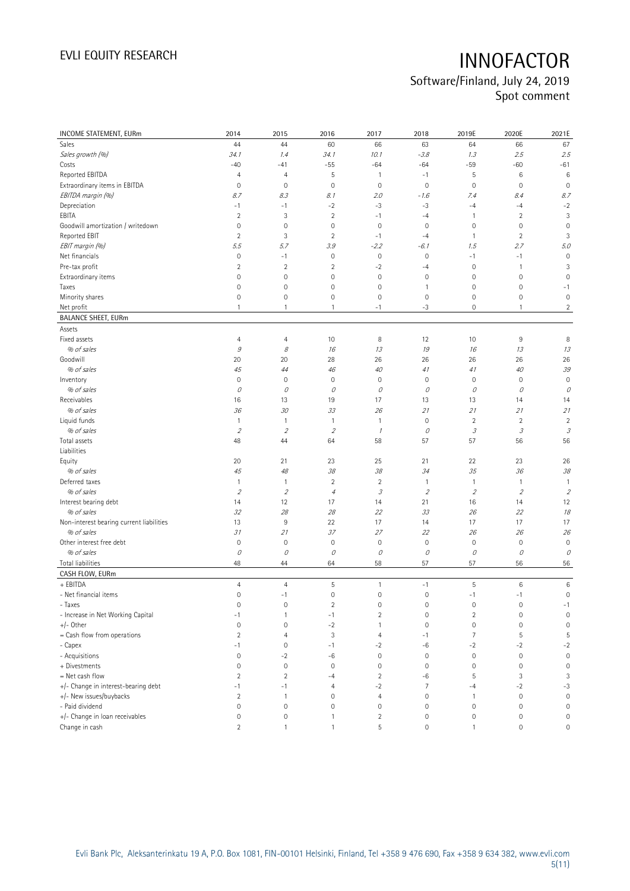# INNOFACTOR

Software/Finland, July 24, 2019
Spot comment

| INCOME STATEMENT, EURm | 2014 | 2015 | 2016 | 2017 | 2018 | 2019E | 2020E | 2021E |
|---|---|---|---|---|---|---|---|---|
| Sales | 44 | 44 | 60 | 66 | 63 | 64 | 66 | 67 |
| *Sales growth (%)* | *34.1* | *1.4* | *34.1* | *10.1* | *-3.8* | *1.3* | *2.5* | *2.5* |
| Costs | -40 | -41 | -55 | -64 | -64 | -59 | -60 | -61 |
| Reported EBITDA | 4 | 4 | 5 | 1 | -1 | 5 | 6 | 6 |
| Extraordinary items in EBITDA | 0 | 0 | 0 | 0 | 0 | 0 | 0 | 0 |
| *EBITDA margin (%)* | *8.7* | *8.3* | *8.1* | *2.0* | *-1.6* | *7.4* | *8.4* | *8.7* |
| Depreciation | -1 | -1 | -2 | -3 | -3 | -4 | -4 | -2 |
| EBITA | 2 | 3 | 2 | -1 | -4 | 1 | 2 | 3 |
| Goodwill amortization / writedown | 0 | 0 | 0 | 0 | 0 | 0 | 0 | 0 |
| Reported EBIT | 2 | 3 | 2 | -1 | -4 | 1 | 2 | 3 |
| *EBIT margin (%)* | *5.5* | *5.7* | *3.9* | *-2.2* | *-6.1* | *1.5* | *2.7* | *5.0* |
| Net financials | 0 | -1 | 0 | 0 | 0 | -1 | -1 | 0 |
| Pre-tax profit | 2 | 2 | 2 | -2 | -4 | 0 | 1 | 3 |
| Extraordinary items | 0 | 0 | 0 | 0 | 0 | 0 | 0 | 0 |
| Taxes | 0 | 0 | 0 | 0 | 1 | 0 | 0 | -1 |
| Minority shares | 0 | 0 | 0 | 0 | 0 | 0 | 0 | 0 |
| Net profit | 1 | 1 | 1 | -1 | -3 | 0 | 1 | 2 |
| **BALANCE SHEET, EURm** | | | | | | | | |
| Assets | | | | | | | | |
| Fixed assets | 4 | 4 | 10 | 8 | 12 | 10 | 9 | 8 |
| *% of sales* | *9* | *8* | *16* | *13* | *19* | *16* | *13* | *13* |
| Goodwill | 20 | 20 | 28 | 26 | 26 | 26 | 26 | 26 |
| *% of sales* | *45* | *44* | *46* | *40* | *41* | *41* | *40* | *39* |
| Inventory | 0 | 0 | 0 | 0 | 0 | 0 | 0 | 0 |
| *% of sales* | *0* | *0* | *0* | *0* | *0* | *0* | *0* | *0* |
| Receivables | 16 | 13 | 19 | 17 | 13 | 13 | 14 | 14 |
| *% of sales* | *36* | *30* | *33* | *26* | *21* | *21* | *21* | *21* |
| Liquid funds | 1 | 1 | 1 | 1 | 0 | 2 | 2 | 2 |
| *% of sales* | *2* | *2* | *2* | *1* | *0* | *3* | *3* | *3* |
| Total assets | 48 | 44 | 64 | 58 | 57 | 57 | 56 | 56 |
| Liabilities | | | | | | | | |
| Equity | 20 | 21 | 23 | 25 | 21 | 22 | 23 | 26 |
| *% of sales* | *45* | *48* | *38* | *38* | *34* | *35* | *36* | *38* |
| Deferred taxes | 1 | 1 | 2 | 2 | 1 | 1 | 1 | 1 |
| *% of sales* | *2* | *2* | *4* | *3* | *2* | *2* | *2* | *2* |
| Interest bearing debt | 14 | 12 | 17 | 14 | 21 | 16 | 14 | 12 |
| *% of sales* | *32* | *28* | *28* | *22* | *33* | *26* | *22* | *18* |
| Non-interest bearing current liabilities | 13 | 9 | 22 | 17 | 14 | 17 | 17 | 17 |
| *% of sales* | *31* | *21* | *37* | *27* | *22* | *26* | *26* | *26* |
| Other interest free debt | 0 | 0 | 0 | 0 | 0 | 0 | 0 | 0 |
| *% of sales* | *0* | *0* | *0* | *0* | *0* | *0* | *0* | *0* |
| Total liabilities | 48 | 44 | 64 | 58 | 57 | 57 | 56 | 56 |
| **CASH FLOW, EURm** | | | | | | | | |
| + EBITDA | 4 | 4 | 5 | 1 | -1 | 5 | 6 | 6 |
| - Net financial items | 0 | -1 | 0 | 0 | 0 | -1 | -1 | 0 |
| - Taxes | 0 | 0 | 2 | 0 | 0 | 0 | 0 | -1 |
| - Increase in Net Working Capital | -1 | 1 | -1 | 2 | 0 | 2 | 0 | 0 |
| +/- Other | 0 | 0 | -2 | 1 | 0 | 0 | 0 | 0 |
| = Cash flow from operations | 2 | 4 | 3 | 4 | -1 | 7 | 5 | 5 |
| - Capex | -1 | 0 | -1 | -2 | -6 | -2 | -2 | -2 |
| - Acquisitions | 0 | -2 | -6 | 0 | 0 | 0 | 0 | 0 |
| + Divestments | 0 | 0 | 0 | 0 | 0 | 0 | 0 | 0 |
| = Net cash flow | 2 | 2 | -4 | 2 | -6 | 5 | 3 | 3 |
| +/- Change in interest-bearing debt | -1 | -1 | 4 | -2 | 7 | -4 | -2 | -3 |
| +/- New issues/buybacks | 2 | 1 | 0 | 4 | 0 | 1 | 0 | 0 |
| - Paid dividend | 0 | 0 | 0 | 0 | 0 | 0 | 0 | 0 |
| +/- Change in loan receivables | 0 | 0 | 1 | 2 | 0 | 0 | 0 | 0 |
| Change in cash | 2 | 1 | 1 | 5 | 0 | 1 | 0 | 0 |

Evli Bank Plc, Aleksanterinkatu 19 A, P.O. Box 1081, FIN-00101 Helsinki, Finland, Tel +358 9 476 690, Fax +358 9 634 382, www.evli.com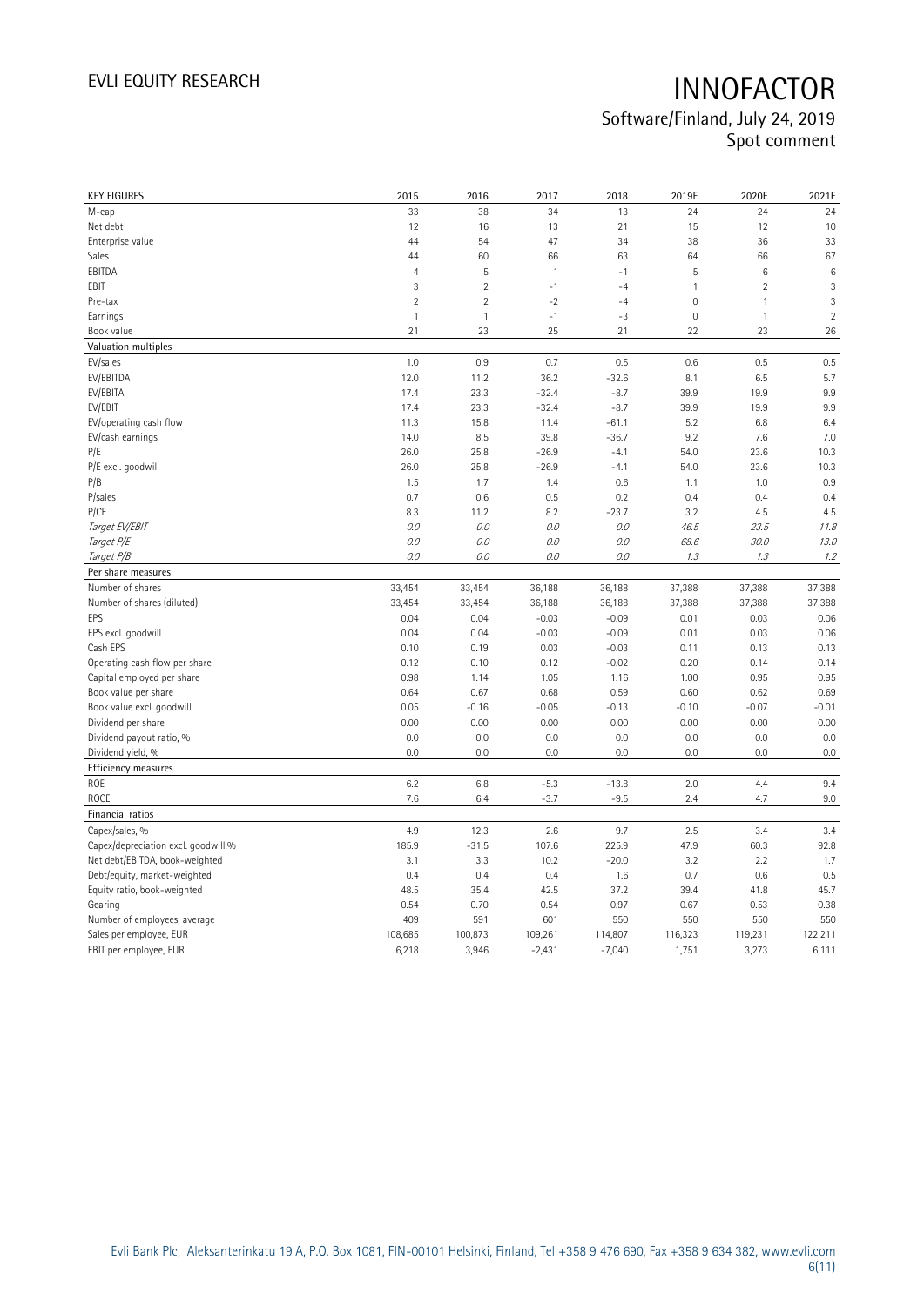| KEY FIGURES | 2015 | 2016 | 2017 | 2018 | 2019E | 2020E | 2021E |
|---|---|---|---|---|---|---|---|
| M-cap | 33 | 38 | 34 | 13 | 24 | 24 | 24 |
| Net debt | 12 | 16 | 13 | 21 | 15 | 12 | 10 |
| Enterprise value | 44 | 54 | 47 | 34 | 38 | 36 | 33 |
| Sales | 44 | 60 | 66 | 63 | 64 | 66 | 67 |
| EBITDA | 4 | 5 | 1 | -1 | 5 | 6 | 6 |
| EBIT | 3 | 2 | -1 | -4 | 1 | 2 | 3 |
| Pre-tax | 2 | 2 | -2 | -4 | 0 | 1 | 3 |
| Earnings | 1 | 1 | -1 | -3 | 0 | 1 | 2 |
| Book value | 21 | 23 | 25 | 21 | 22 | 23 | 26 |
| **Valuation multiples** | | | | | | | |
| EV/sales | 1.0 | 0.9 | 0.7 | 0.5 | 0.6 | 0.5 | 0.5 |
| EV/EBITDA | 12.0 | 11.2 | 36.2 | -32.6 | 8.1 | 6.5 | 5.7 |
| EV/EBITA | 17.4 | 23.3 | -32.4 | -8.7 | 39.9 | 19.9 | 9.9 |
| EV/EBIT | 17.4 | 23.3 | -32.4 | -8.7 | 39.9 | 19.9 | 9.9 |
| EV/operating cash flow | 11.3 | 15.8 | 11.4 | -61.1 | 5.2 | 6.8 | 6.4 |
| EV/cash earnings | 14.0 | 8.5 | 39.8 | -36.7 | 9.2 | 7.6 | 7.0 |
| P/E | 26.0 | 25.8 | -26.9 | -4.1 | 54.0 | 23.6 | 10.3 |
| P/E excl. goodwill | 26.0 | 25.8 | -26.9 | -4.1 | 54.0 | 23.6 | 10.3 |
| P/B | 1.5 | 1.7 | 1.4 | 0.6 | 1.1 | 1.0 | 0.9 |
| P/sales | 0.7 | 0.6 | 0.5 | 0.2 | 0.4 | 0.4 | 0.4 |
| P/CF | 8.3 | 11.2 | 8.2 | -23.7 | 3.2 | 4.5 | 4.5 |
| *Target EV/EBIT* | *0.0* | *0.0* | *0.0* | *0.0* | *46.5* | *23.5* | *11.8* |
| *Target P/E* | *0.0* | *0.0* | *0.0* | *0.0* | *68.6* | *30.0* | *13.0* |
| *Target P/B* | *0.0* | *0.0* | *0.0* | *0.0* | *1.3* | *1.3* | *1.2* |
| **Per share measures** | | | | | | | |
| Number of shares | 33,454 | 33,454 | 36,188 | 36,188 | 37,388 | 37,388 | 37,388 |
| Number of shares (diluted) | 33,454 | 33,454 | 36,188 | 36,188 | 37,388 | 37,388 | 37,388 |
| EPS | 0.04 | 0.04 | -0.03 | -0.09 | 0.01 | 0.03 | 0.06 |
| EPS excl. goodwill | 0.04 | 0.04 | -0.03 | -0.09 | 0.01 | 0.03 | 0.06 |
| Cash EPS | 0.10 | 0.19 | 0.03 | -0.03 | 0.11 | 0.13 | 0.13 |
| Operating cash flow per share | 0.12 | 0.10 | 0.12 | -0.02 | 0.20 | 0.14 | 0.14 |
| Capital employed per share | 0.98 | 1.14 | 1.05 | 1.16 | 1.00 | 0.95 | 0.95 |
| Book value per share | 0.64 | 0.67 | 0.68 | 0.59 | 0.60 | 0.62 | 0.69 |
| Book value excl. goodwill | 0.05 | -0.16 | -0.05 | -0.13 | -0.10 | -0.07 | -0.01 |
| Dividend per share | 0.00 | 0.00 | 0.00 | 0.00 | 0.00 | 0.00 | 0.00 |
| Dividend payout ratio, % | 0.0 | 0.0 | 0.0 | 0.0 | 0.0 | 0.0 | 0.0 |
| Dividend yield, % | 0.0 | 0.0 | 0.0 | 0.0 | 0.0 | 0.0 | 0.0 |
| **Efficiency measures** | | | | | | | |
| ROE | 6.2 | 6.8 | -5.3 | -13.8 | 2.0 | 4.4 | 9.4 |
| ROCE | 7.6 | 6.4 | -3.7 | -9.5 | 2.4 | 4.7 | 9.0 |
| **Financial ratios** | | | | | | | |
| Capex/sales, % | 4.9 | 12.3 | 2.6 | 9.7 | 2.5 | 3.4 | 3.4 |
| Capex/depreciation excl. goodwill,% | 185.9 | -31.5 | 107.6 | 225.9 | 47.9 | 60.3 | 92.8 |
| Net debt/EBITDA, book-weighted | 3.1 | 3.3 | 10.2 | -20.0 | 3.2 | 2.2 | 1.7 |
| Debt/equity, market-weighted | 0.4 | 0.4 | 0.4 | 1.6 | 0.7 | 0.6 | 0.5 |
| Equity ratio, book-weighted | 48.5 | 35.4 | 42.5 | 37.2 | 39.4 | 41.8 | 45.7 |
| Gearing | 0.54 | 0.70 | 0.54 | 0.97 | 0.67 | 0.53 | 0.38 |
| Number of employees, average | 409 | 591 | 601 | 550 | 550 | 550 | 550 |
| Sales per employee, EUR | 108,685 | 100,873 | 109,261 | 114,807 | 116,323 | 119,231 | 122,211 |
| EBIT per employee, EUR | 6,218 | 3,946 | -2,431 | -7,040 | 1,751 | 3,273 | 6,111 |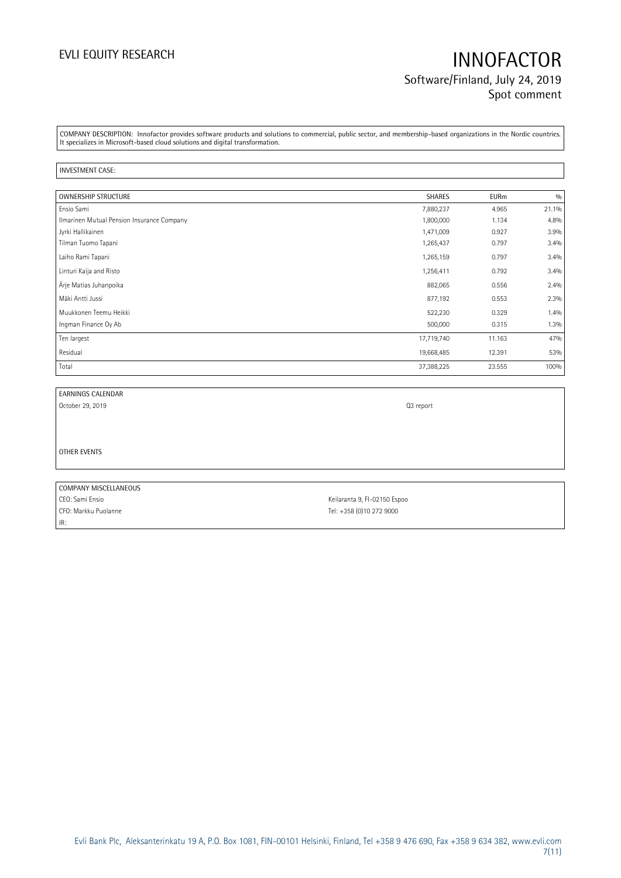COMPANY DESCRIPTION: Innofactor provides software products and solutions to commercial, public sector, and membership-based organizations in the Nordic countries. It specializes in Microsoft-based cloud solutions and digital transformation.

INVESTMENT CASE:

| OWNERSHIP STRUCTURE | SHARES | EURm | % |
|---|---|---|---|
| Ensio Sami | 7,880,237 | 4.965 | 21.1% |
| Ilmarinen Mutual Pension Insurance Company | 1,800,000 | 1.134 | 4.8% |
| Jyrki Hallikainen | 1,471,009 | 0.927 | 3.9% |
| Tilman Tuomo Tapani | 1,265,437 | 0.797 | 3.4% |
| Laiho Rami Tapani | 1,265,159 | 0.797 | 3.4% |
| Linturi Kaija and Risto | 1,256,411 | 0.792 | 3.4% |
| Ärje Matias Juhanpoika | 882,065 | 0.556 | 2.4% |
| Mäki Antti Jussi | 877,192 | 0.553 | 2.3% |
| Muukkonen Teemu Heikki | 522,230 | 0.329 | 1.4% |
| Ingman Finance Oy Ab | 500,000 | 0.315 | 1.3% |
| Ten largest | 17,719,740 | 11.163 | 47% |
| Residual | 19,668,485 | 12.391 | 53% |
| Total | 37,388,225 | 23.555 | 100% |

| EARNINGS CALENDAR | |
|---|---|
| October 29, 2019 | Q3 report |

OTHER EVENTS

| COMPANY MISCELLANEOUS | |
|---|---|
| CEO: Sami Ensio | Keilaranta 9, FI-02150 Espoo |
| CFO: Markku Puolanne | Tel: +358 (0)10 272 9000 |
| IR: | |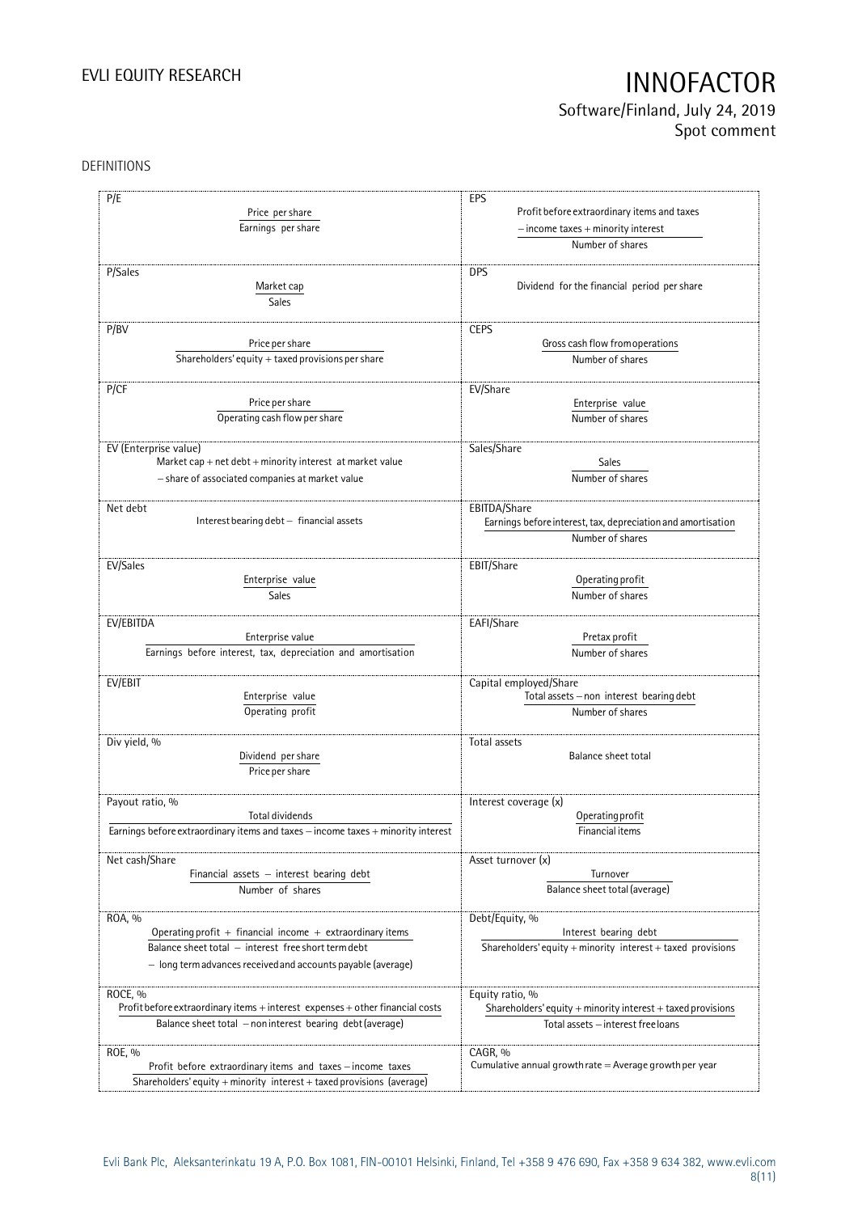DEFINITIONS

| Term | Definition | Term | Definition |
|---|---|---|---|
| P/E | Price per share / Earnings per share | EPS | (Profit before extraordinary items and taxes – income taxes + minority interest) / Number of shares |
| P/Sales | Market cap / Sales | DPS | Dividend for the financial period per share |
| P/BV | Price per share / Shareholders' equity + taxed provisions per share | CEPS | Gross cash flow from operations / Number of shares |
| P/CF | Price per share / Operating cash flow per share | EV/Share | Enterprise value / Number of shares |
| EV (Enterprise value) | Market cap + net debt + minority interest at market value – share of associated companies at market value | Sales/Share | Sales / Number of shares |
| Net debt | Interest bearing debt – financial assets | EBITDA/Share | Earnings before interest, tax, depreciation and amortisation / Number of shares |
| EV/Sales | Enterprise value / Sales | EBIT/Share | Operating profit / Number of shares |
| EV/EBITDA | Enterprise value / Earnings before interest, tax, depreciation and amortisation | EAFI/Share | Pretax profit / Number of shares |
| EV/EBIT | Enterprise value / Operating profit | Capital employed/Share | (Total assets – non interest bearing debt) / Number of shares |
| Div yield, % | Dividend per share / Price per share | Total assets | Balance sheet total |
| Payout ratio, % | Total dividends / (Earnings before extraordinary items and taxes – income taxes + minority interest) | Interest coverage (x) | Operating profit / Financial items |
| Net cash/Share | (Financial assets – interest bearing debt) / Number of shares | Asset turnover (x) | Turnover / Balance sheet total (average) |
| ROA, % | (Operating profit + financial income + extraordinary items) / (Balance sheet total – interest free short term debt – long term advances received and accounts payable (average)) | Debt/Equity, % | Interest bearing debt / (Shareholders' equity + minority interest + taxed provisions) |
| ROCE, % | (Profit before extraordinary items + interest expenses + other financial costs) / (Balance sheet total – non interest bearing debt (average)) | Equity ratio, % | (Shareholders' equity + minority interest + taxed provisions) / (Total assets – interest free loans) |
| ROE, % | (Profit before extraordinary items and taxes – income taxes) / (Shareholders' equity + minority interest + taxed provisions (average)) | CAGR, % | Cumulative annual growth rate = Average growth per year |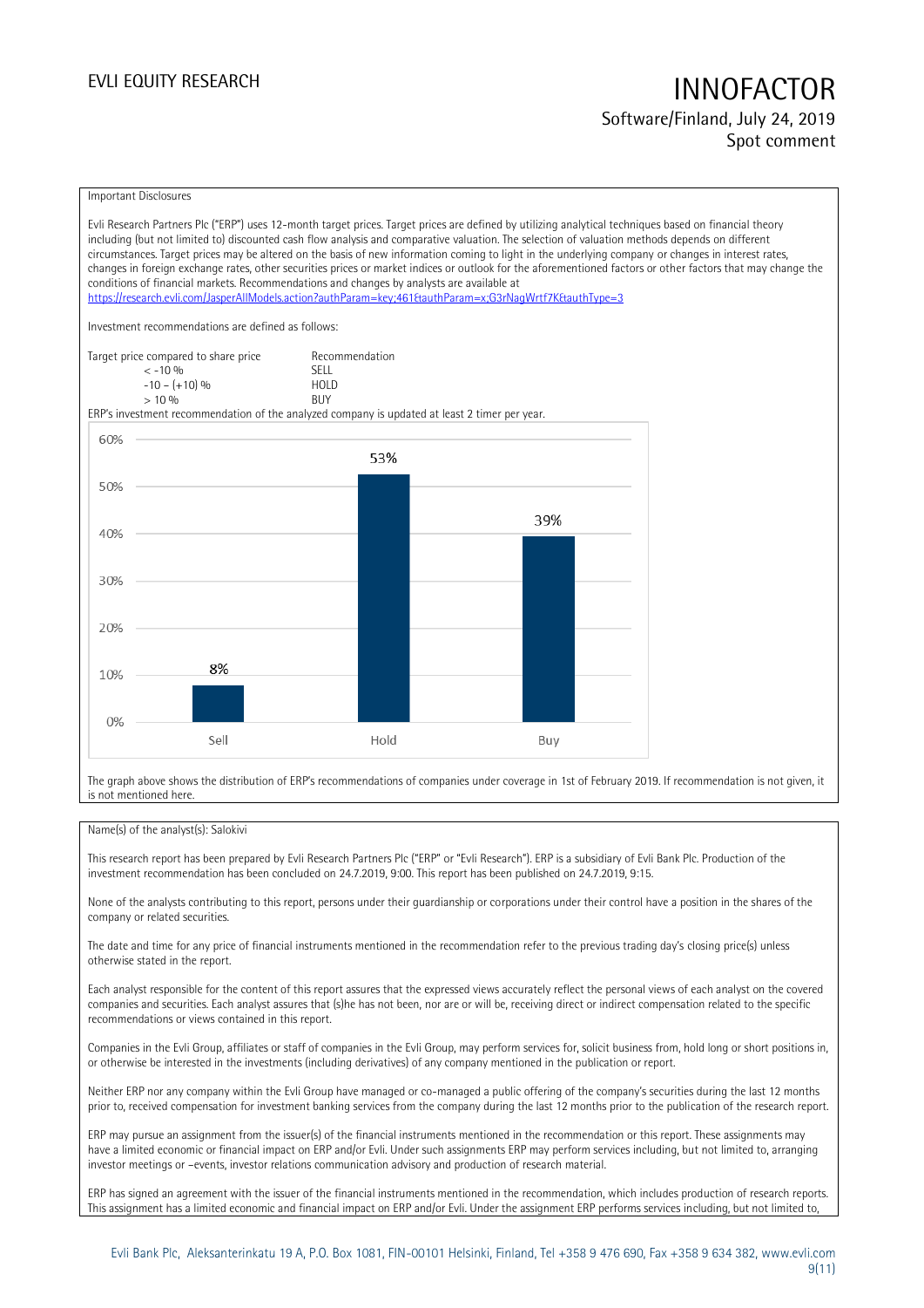Important Disclosures

Evli Research Partners Plc ("ERP") uses 12-month target prices. Target prices are defined by utilizing analytical techniques based on financial theory including (but not limited to) discounted cash flow analysis and comparative valuation. The selection of valuation methods depends on different circumstances. Target prices may be altered on the basis of new information coming to light in the underlying company or changes in interest rates, changes in foreign exchange rates, other securities prices or market indices or outlook for the aforementioned factors or other factors that may change the conditions of financial markets. Recommendations and changes by analysts are available at https://research.evli.com/JasperAllModels.action?authParam=key;461&authParam=x;G3rNagWrtf7K&authType=3

Investment recommendations are defined as follows:

| Target price compared to share price | Recommendation |
|---|---|
| < -10 % | SELL |
| -10 – (+10) % | HOLD |
| > 10 % | BUY |

ERP's investment recommendation of the analyzed company is updated at least 2 timer per year.

| | Sell | Hold | Buy |
|---|---|---|---|
| Share of recommendations | 8% | 53% | 39% |

The graph above shows the distribution of ERP's recommendations of companies under coverage in 1st of February 2019. If recommendation is not given, it is not mentioned here.

Name(s) of the analyst(s): Salokivi

This research report has been prepared by Evli Research Partners Plc ("ERP" or "Evli Research"). ERP is a subsidiary of Evli Bank Plc. Production of the investment recommendation has been concluded on 24.7.2019, 9:00. This report has been published on 24.7.2019, 9:15.

None of the analysts contributing to this report, persons under their guardianship or corporations under their control have a position in the shares of the company or related securities.

The date and time for any price of financial instruments mentioned in the recommendation refer to the previous trading day's closing price(s) unless otherwise stated in the report.

Each analyst responsible for the content of this report assures that the expressed views accurately reflect the personal views of each analyst on the covered companies and securities. Each analyst assures that (s)he has not been, nor are or will be, receiving direct or indirect compensation related to the specific recommendations or views contained in this report.

Companies in the Evli Group, affiliates or staff of companies in the Evli Group, may perform services for, solicit business from, hold long or short positions in, or otherwise be interested in the investments (including derivatives) of any company mentioned in the publication or report.

Neither ERP nor any company within the Evli Group have managed or co-managed a public offering of the company's securities during the last 12 months prior to, received compensation for investment banking services from the company during the last 12 months prior to the publication of the research report.

ERP may pursue an assignment from the issuer(s) of the financial instruments mentioned in the recommendation or this report. These assignments may have a limited economic or financial impact on ERP and/or Evli. Under such assignments ERP may perform services including, but not limited to, arranging investor meetings or –events, investor relations communication advisory and production of research material.

ERP has signed an agreement with the issuer of the financial instruments mentioned in the recommendation, which includes production of research reports. This assignment has a limited economic and financial impact on ERP and/or Evli. Under the assignment ERP performs services including, but not limited to,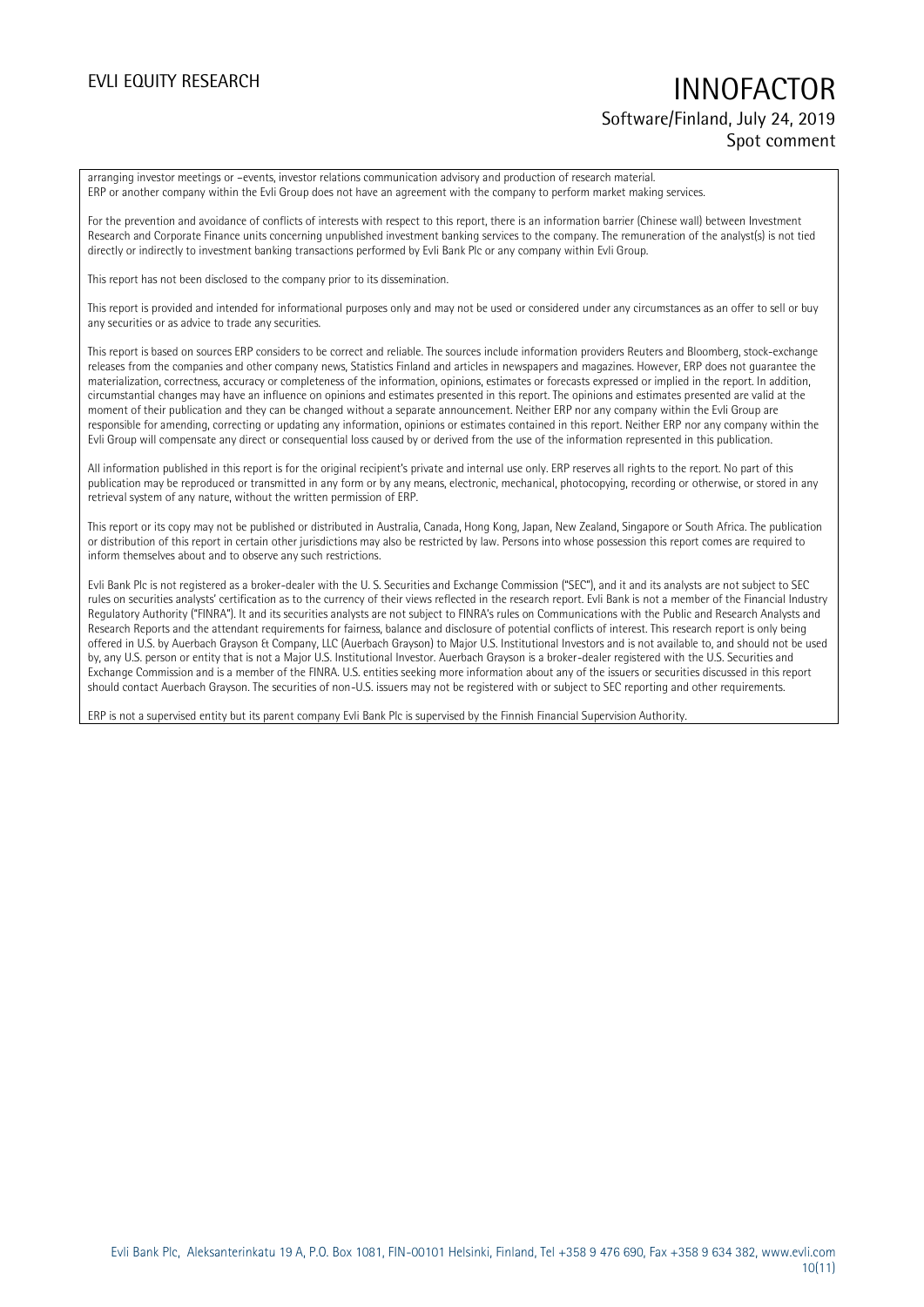arranging investor meetings or –events, investor relations communication advisory and production of research material.
ERP or another company within the Evli Group does not have an agreement with the company to perform market making services.

For the prevention and avoidance of conflicts of interests with respect to this report, there is an information barrier (Chinese wall) between Investment Research and Corporate Finance units concerning unpublished investment banking services to the company. The remuneration of the analyst(s) is not tied directly or indirectly to investment banking transactions performed by Evli Bank Plc or any company within Evli Group.

This report has not been disclosed to the company prior to its dissemination.

This report is provided and intended for informational purposes only and may not be used or considered under any circumstances as an offer to sell or buy any securities or as advice to trade any securities.

This report is based on sources ERP considers to be correct and reliable. The sources include information providers Reuters and Bloomberg, stock-exchange releases from the companies and other company news, Statistics Finland and articles in newspapers and magazines. However, ERP does not guarantee the materialization, correctness, accuracy or completeness of the information, opinions, estimates or forecasts expressed or implied in the report. In addition, circumstantial changes may have an influence on opinions and estimates presented in this report. The opinions and estimates presented are valid at the moment of their publication and they can be changed without a separate announcement. Neither ERP nor any company within the Evli Group are responsible for amending, correcting or updating any information, opinions or estimates contained in this report. Neither ERP nor any company within the Evli Group will compensate any direct or consequential loss caused by or derived from the use of the information represented in this publication.

All information published in this report is for the original recipient's private and internal use only. ERP reserves all rights to the report. No part of this publication may be reproduced or transmitted in any form or by any means, electronic, mechanical, photocopying, recording or otherwise, or stored in any retrieval system of any nature, without the written permission of ERP.

This report or its copy may not be published or distributed in Australia, Canada, Hong Kong, Japan, New Zealand, Singapore or South Africa. The publication or distribution of this report in certain other jurisdictions may also be restricted by law. Persons into whose possession this report comes are required to inform themselves about and to observe any such restrictions.

Evli Bank Plc is not registered as a broker-dealer with the U. S. Securities and Exchange Commission ("SEC"), and it and its analysts are not subject to SEC rules on securities analysts' certification as to the currency of their views reflected in the research report. Evli Bank is not a member of the Financial Industry Regulatory Authority ("FINRA"). It and its securities analysts are not subject to FINRA's rules on Communications with the Public and Research Analysts and Research Reports and the attendant requirements for fairness, balance and disclosure of potential conflicts of interest. This research report is only being offered in U.S. by Auerbach Grayson & Company, LLC (Auerbach Grayson) to Major U.S. Institutional Investors and is not available to, and should not be used by, any U.S. person or entity that is not a Major U.S. Institutional Investor. Auerbach Grayson is a broker-dealer registered with the U.S. Securities and Exchange Commission and is a member of the FINRA. U.S. entities seeking more information about any of the issuers or securities discussed in this report should contact Auerbach Grayson. The securities of non-U.S. issuers may not be registered with or subject to SEC reporting and other requirements.

ERP is not a supervised entity but its parent company Evli Bank Plc is supervised by the Finnish Financial Supervision Authority.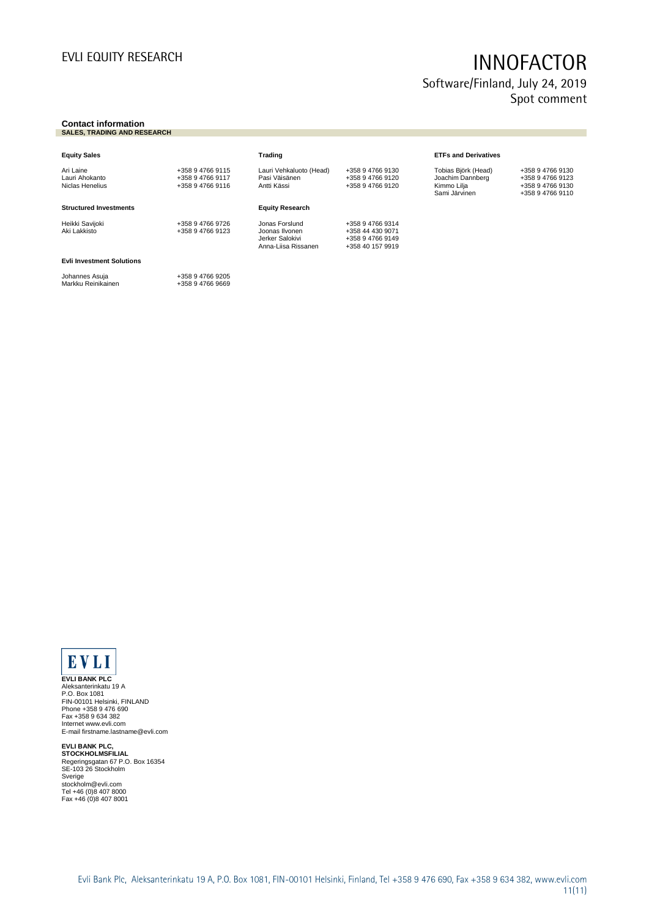## Contact information

**SALES, TRADING AND RESEARCH**

| | | | | | |
|---|---|---|---|---|---|
| **Equity Sales** | | **Trading** | | **ETFs and Derivatives** | |
| Ari Laine | +358 9 4766 9115 | Lauri Vehkaluoto (Head) | +358 9 4766 9130 | Tobias Björk (Head) | +358 9 4766 9130 |
| Lauri Ahokanto | +358 9 4766 9117 | Pasi Väisänen | +358 9 4766 9120 | Joachim Dannberg | +358 9 4766 9123 |
| Niclas Henelius | +358 9 4766 9116 | Antti Kässi | +358 9 4766 9120 | Kimmo Lilja | +358 9 4766 9130 |
| | | | | Sami Järvinen | +358 9 4766 9110 |
| **Structured Investments** | | **Equity Research** | | | |
| Heikki Savijoki | +358 9 4766 9726 | Jonas Forslund | +358 9 4766 9314 | | |
| Aki Lakkisto | +358 9 4766 9123 | Joonas Ilvonen | +358 44 430 9071 | | |
| | | Jerker Salokivi | +358 9 4766 9149 | | |
| | | Anna-Liisa Rissanen | +358 40 157 9919 | | |
| **Evli Investment Solutions** | | | | | |
| Johannes Asuja | +358 9 4766 9205 | | | | |
| Markku Reinikainen | +358 9 4766 9669 | | | | |

**EVLI BANK PLC**
Aleksanterinkatu 19 A
P.O. Box 1081
FIN-00101 Helsinki, FINLAND
Phone +358 9 476 690
Fax +358 9 634 382
Internet www.evli.com
E-mail firstname.lastname@evli.com

**EVLI BANK PLC, STOCKHOLMSFILIAL**
Regeringsgatan 67 P.O. Box 16354
SE-103 26 Stockholm
Sverige
stockholm@evli.com
Tel +46 (0)8 407 8000
Fax +46 (0)8 407 8001